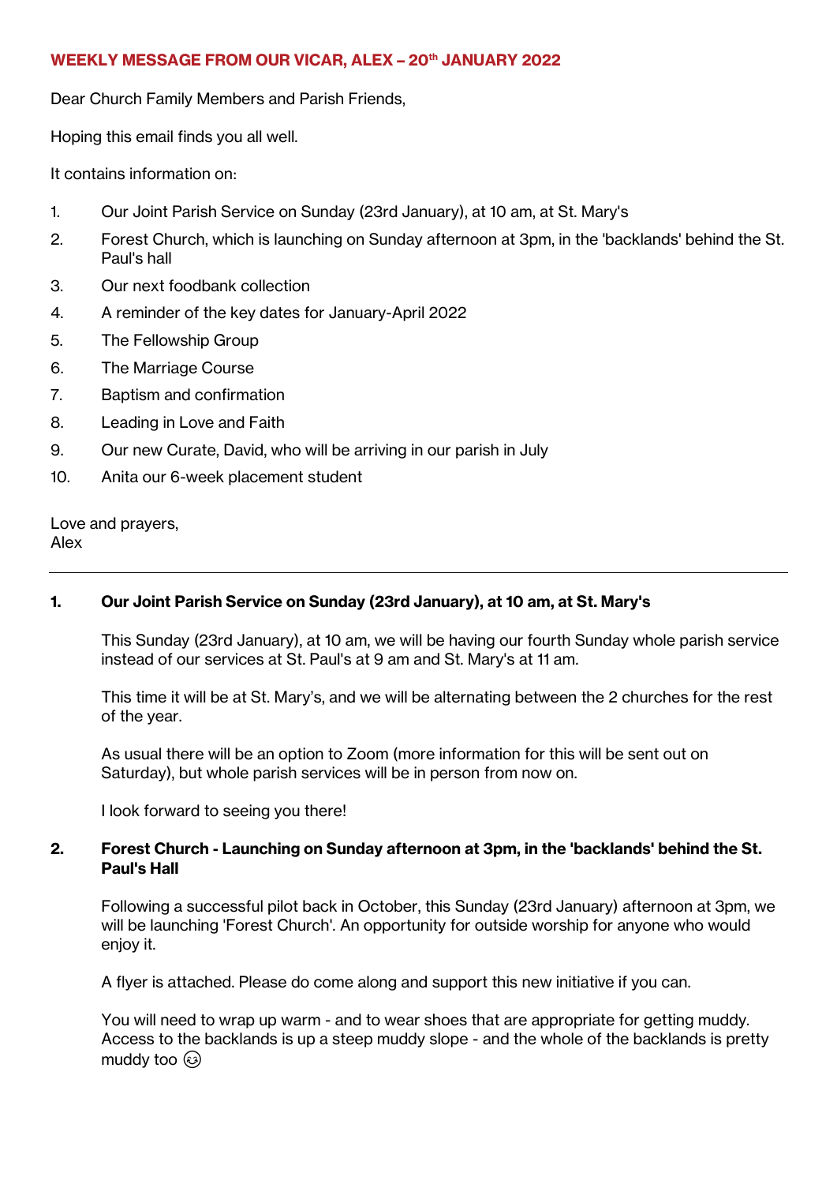# WEEKLY MESSAGE FROM OUR VICAR, ALEX – 20th JANUARY 2022

Dear Church Family Members and Parish Friends,

Hoping this email finds you all well.

It contains information on:

1. Our Joint Parish Service on Sunday (23rd January), at 10 am, at St. Mary's
2. Forest Church, which is launching on Sunday afternoon at 3pm, in the 'backlands' behind the St. Paul's hall
3. Our next foodbank collection
4. A reminder of the key dates for January-April 2022
5. The Fellowship Group
6. The Marriage Course
7. Baptism and confirmation
8. Leading in Love and Faith
9. Our new Curate, David, who will be arriving in our parish in July
10. Anita our 6-week placement student

Love and prayers,
Alex

---

### 1. Our Joint Parish Service on Sunday (23rd January), at 10 am, at St. Mary's

This Sunday (23rd January), at 10 am, we will be having our fourth Sunday whole parish service instead of our services at St. Paul's at 9 am and St. Mary's at 11 am.

This time it will be at St. Mary's, and we will be alternating between the 2 churches for the rest of the year.

As usual there will be an option to Zoom (more information for this will be sent out on Saturday), but whole parish services will be in person from now on.

I look forward to seeing you there!

### 2. Forest Church - Launching on Sunday afternoon at 3pm, in the 'backlands' behind the St. Paul's Hall

Following a successful pilot back in October, this Sunday (23rd January) afternoon at 3pm, we will be launching 'Forest Church'. An opportunity for outside worship for anyone who would enjoy it.

A flyer is attached. Please do come along and support this new initiative if you can.

You will need to wrap up warm - and to wear shoes that are appropriate for getting muddy. Access to the backlands is up a steep muddy slope - and the whole of the backlands is pretty muddy too 😉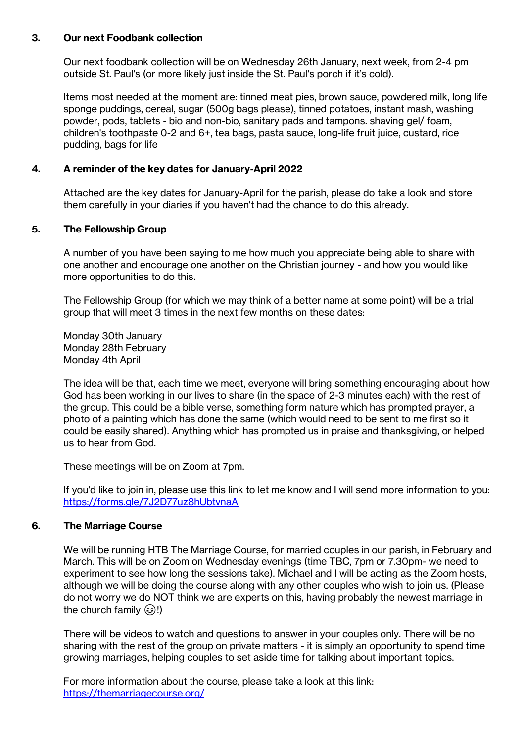### 3. Our next Foodbank collection

Our next foodbank collection will be on Wednesday 26th January, next week, from 2-4 pm outside St. Paul's (or more likely just inside the St. Paul's porch if it's cold).

Items most needed at the moment are: tinned meat pies, brown sauce, powdered milk, long life sponge puddings, cereal, sugar (500g bags please), tinned potatoes, instant mash, washing powder, pods, tablets - bio and non-bio, sanitary pads and tampons. shaving gel/ foam, children's toothpaste 0-2 and 6+, tea bags, pasta sauce, long-life fruit juice, custard, rice pudding, bags for life

### 4. A reminder of the key dates for January-April 2022

Attached are the key dates for January-April for the parish, please do take a look and store them carefully in your diaries if you haven't had the chance to do this already.

### 5. The Fellowship Group

A number of you have been saying to me how much you appreciate being able to share with one another and encourage one another on the Christian journey - and how you would like more opportunities to do this.

The Fellowship Group (for which we may think of a better name at some point) will be a trial group that will meet 3 times in the next few months on these dates:

Monday 30th January
Monday 28th February
Monday 4th April

The idea will be that, each time we meet, everyone will bring something encouraging about how God has been working in our lives to share (in the space of 2-3 minutes each) with the rest of the group. This could be a bible verse, something form nature which has prompted prayer, a photo of a painting which has done the same (which would need to be sent to me first so it could be easily shared). Anything which has prompted us in praise and thanksgiving, or helped us to hear from God.

These meetings will be on Zoom at 7pm.

If you'd like to join in, please use this link to let me know and I will send more information to you: https://forms.gle/7J2D77uz8hUbtvnaA

### 6. The Marriage Course

We will be running HTB The Marriage Course, for married couples in our parish, in February and March. This will be on Zoom on Wednesday evenings (time TBC, 7pm or 7.30pm- we need to experiment to see how long the sessions take). Michael and I will be acting as the Zoom hosts, although we will be doing the course along with any other couples who wish to join us. (Please do not worry we do NOT think we are experts on this, having probably the newest marriage in the church family 😊!)

There will be videos to watch and questions to answer in your couples only. There will be no sharing with the rest of the group on private matters - it is simply an opportunity to spend time growing marriages, helping couples to set aside time for talking about important topics.

For more information about the course, please take a look at this link: https://themarriagecourse.org/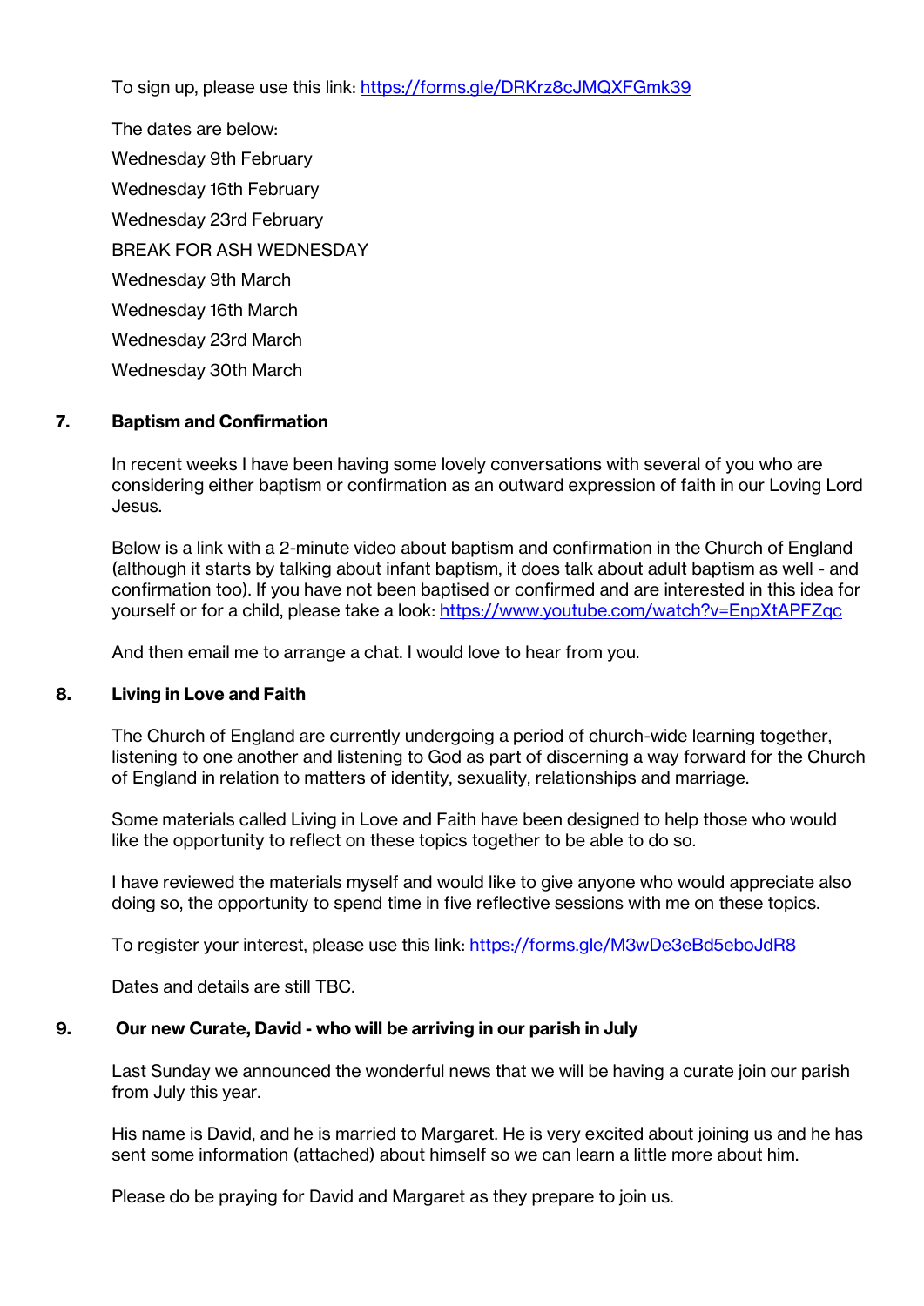To sign up, please use this link: https://forms.gle/DRKrz8cJMQXFGmk39

The dates are below:

Wednesday 9th February

Wednesday 16th February

Wednesday 23rd February

BREAK FOR ASH WEDNESDAY

Wednesday 9th March

Wednesday 16th March

Wednesday 23rd March

Wednesday 30th March

## 7. Baptism and Confirmation

In recent weeks I have been having some lovely conversations with several of you who are considering either baptism or confirmation as an outward expression of faith in our Loving Lord Jesus.

Below is a link with a 2-minute video about baptism and confirmation in the Church of England (although it starts by talking about infant baptism, it does talk about adult baptism as well - and confirmation too). If you have not been baptised or confirmed and are interested in this idea for yourself or for a child, please take a look: https://www.youtube.com/watch?v=EnpXtAPFZqc

And then email me to arrange a chat. I would love to hear from you.

## 8. Living in Love and Faith

The Church of England are currently undergoing a period of church-wide learning together, listening to one another and listening to God as part of discerning a way forward for the Church of England in relation to matters of identity, sexuality, relationships and marriage.

Some materials called Living in Love and Faith have been designed to help those who would like the opportunity to reflect on these topics together to be able to do so.

I have reviewed the materials myself and would like to give anyone who would appreciate also doing so, the opportunity to spend time in five reflective sessions with me on these topics.

To register your interest, please use this link: https://forms.gle/M3wDe3eBd5eboJdR8

Dates and details are still TBC.

## 9. Our new Curate, David - who will be arriving in our parish in July

Last Sunday we announced the wonderful news that we will be having a curate join our parish from July this year.

His name is David, and he is married to Margaret. He is very excited about joining us and he has sent some information (attached) about himself so we can learn a little more about him.

Please do be praying for David and Margaret as they prepare to join us.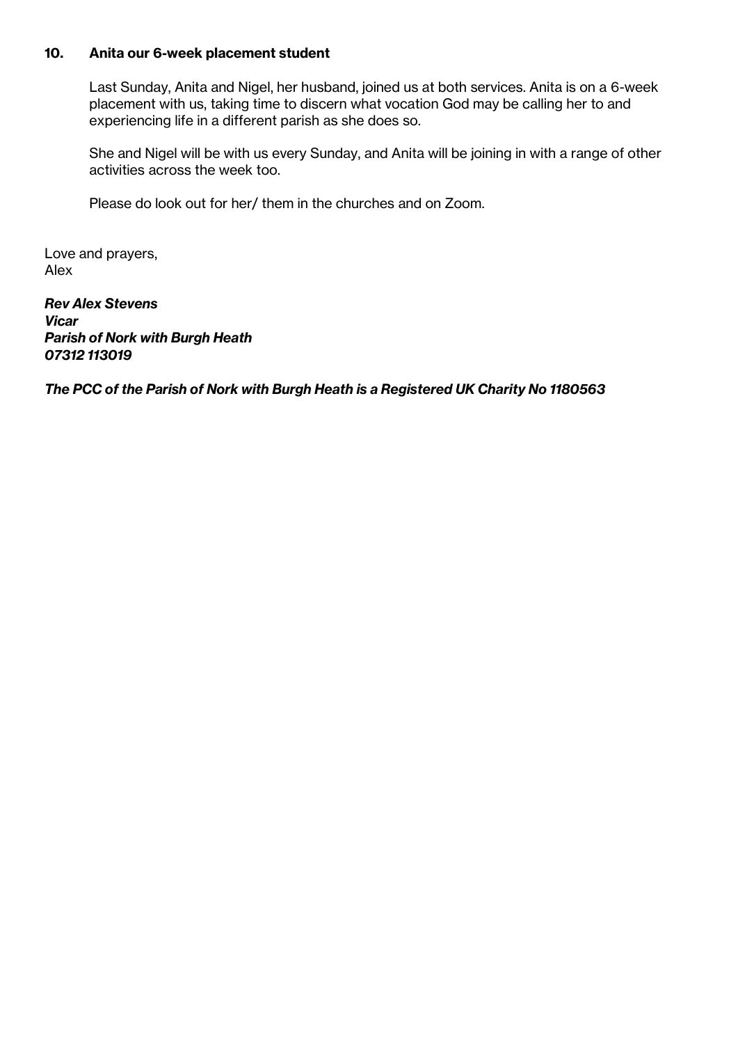**10. Anita our 6-week placement student**

Last Sunday, Anita and Nigel, her husband, joined us at both services. Anita is on a 6-week placement with us, taking time to discern what vocation God may be calling her to and experiencing life in a different parish as she does so.

She and Nigel will be with us every Sunday, and Anita will be joining in with a range of other activities across the week too.

Please do look out for her/ them in the churches and on Zoom.

Love and prayers,
Alex

***Rev Alex Stevens***
***Vicar***
***Parish of Nork with Burgh Heath***
***07312 113019***

***The PCC of the Parish of Nork with Burgh Heath is a Registered UK Charity No 1180563***